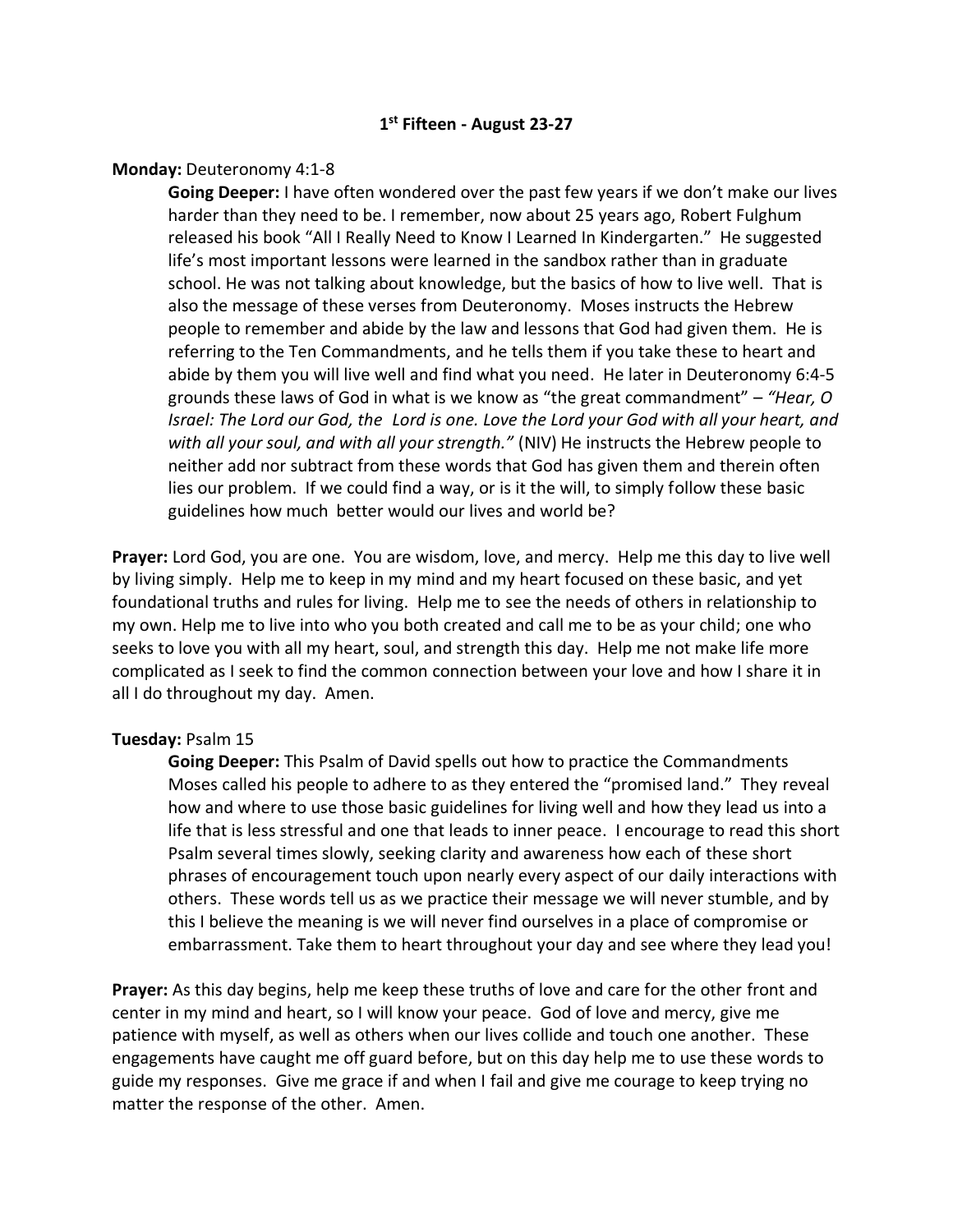## 1st Fifteen - August 23-27

**Monday:** Deuteronomy 4:1-8

**Going Deeper:** I have often wondered over the past few years if we don't make our lives harder than they need to be. I remember, now about 25 years ago, Robert Fulghum released his book "All I Really Need to Know I Learned In Kindergarten." He suggested life's most important lessons were learned in the sandbox rather than in graduate school. He was not talking about knowledge, but the basics of how to live well. That is also the message of these verses from Deuteronomy. Moses instructs the Hebrew people to remember and abide by the law and lessons that God had given them. He is referring to the Ten Commandments, and he tells them if you take these to heart and abide by them you will live well and find what you need. He later in Deuteronomy 6:4-5 grounds these laws of God in what is we know as "the great commandment" – *"Hear, O Israel: The Lord our God, the Lord is one. Love the Lord your God with all your heart, and with all your soul, and with all your strength."* (NIV) He instructs the Hebrew people to neither add nor subtract from these words that God has given them and therein often lies our problem. If we could find a way, or is it the will, to simply follow these basic guidelines how much better would our lives and world be?

**Prayer:** Lord God, you are one. You are wisdom, love, and mercy. Help me this day to live well by living simply. Help me to keep in my mind and my heart focused on these basic, and yet foundational truths and rules for living. Help me to see the needs of others in relationship to my own. Help me to live into who you both created and call me to be as your child; one who seeks to love you with all my heart, soul, and strength this day. Help me not make life more complicated as I seek to find the common connection between your love and how I share it in all I do throughout my day. Amen.

**Tuesday:** Psalm 15

**Going Deeper:** This Psalm of David spells out how to practice the Commandments Moses called his people to adhere to as they entered the "promised land." They reveal how and where to use those basic guidelines for living well and how they lead us into a life that is less stressful and one that leads to inner peace. I encourage to read this short Psalm several times slowly, seeking clarity and awareness how each of these short phrases of encouragement touch upon nearly every aspect of our daily interactions with others. These words tell us as we practice their message we will never stumble, and by this I believe the meaning is we will never find ourselves in a place of compromise or embarrassment. Take them to heart throughout your day and see where they lead you!

**Prayer:** As this day begins, help me keep these truths of love and care for the other front and center in my mind and heart, so I will know your peace. God of love and mercy, give me patience with myself, as well as others when our lives collide and touch one another. These engagements have caught me off guard before, but on this day help me to use these words to guide my responses. Give me grace if and when I fail and give me courage to keep trying no matter the response of the other. Amen.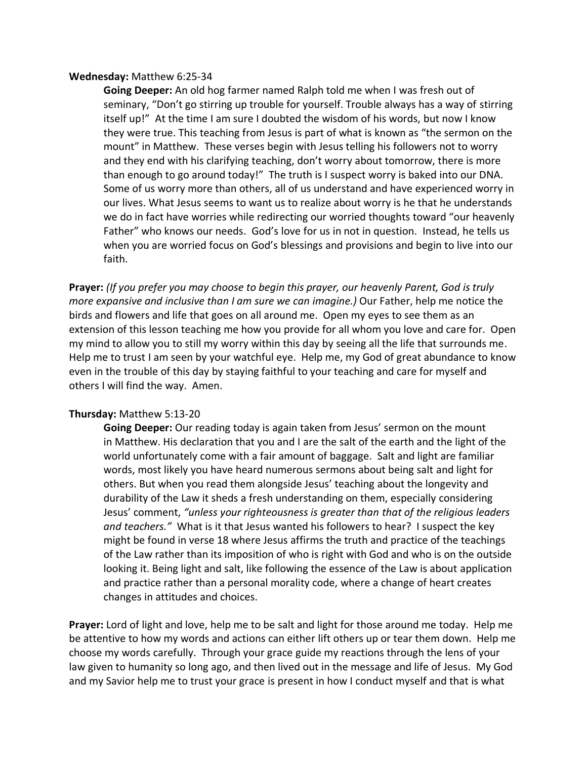**Wednesday:** Matthew 6:25-34

**Going Deeper:** An old hog farmer named Ralph told me when I was fresh out of seminary, "Don't go stirring up trouble for yourself. Trouble always has a way of stirring itself up!" At the time I am sure I doubted the wisdom of his words, but now I know they were true. This teaching from Jesus is part of what is known as "the sermon on the mount" in Matthew. These verses begin with Jesus telling his followers not to worry and they end with his clarifying teaching, don't worry about tomorrow, there is more than enough to go around today!" The truth is I suspect worry is baked into our DNA. Some of us worry more than others, all of us understand and have experienced worry in our lives. What Jesus seems to want us to realize about worry is he that he understands we do in fact have worries while redirecting our worried thoughts toward "our heavenly Father" who knows our needs. God's love for us in not in question. Instead, he tells us when you are worried focus on God's blessings and provisions and begin to live into our faith.

**Prayer:** *(If you prefer you may choose to begin this prayer, our heavenly Parent, God is truly more expansive and inclusive than I am sure we can imagine.)* Our Father, help me notice the birds and flowers and life that goes on all around me. Open my eyes to see them as an extension of this lesson teaching me how you provide for all whom you love and care for. Open my mind to allow you to still my worry within this day by seeing all the life that surrounds me. Help me to trust I am seen by your watchful eye. Help me, my God of great abundance to know even in the trouble of this day by staying faithful to your teaching and care for myself and others I will find the way. Amen.

**Thursday:** Matthew 5:13-20

**Going Deeper:** Our reading today is again taken from Jesus' sermon on the mount in Matthew. His declaration that you and I are the salt of the earth and the light of the world unfortunately come with a fair amount of baggage. Salt and light are familiar words, most likely you have heard numerous sermons about being salt and light for others. But when you read them alongside Jesus' teaching about the longevity and durability of the Law it sheds a fresh understanding on them, especially considering Jesus' comment, *"unless your righteousness is greater than that of the religious leaders and teachers."* What is it that Jesus wanted his followers to hear? I suspect the key might be found in verse 18 where Jesus affirms the truth and practice of the teachings of the Law rather than its imposition of who is right with God and who is on the outside looking it. Being light and salt, like following the essence of the Law is about application and practice rather than a personal morality code, where a change of heart creates changes in attitudes and choices.

**Prayer:** Lord of light and love, help me to be salt and light for those around me today. Help me be attentive to how my words and actions can either lift others up or tear them down. Help me choose my words carefully. Through your grace guide my reactions through the lens of your law given to humanity so long ago, and then lived out in the message and life of Jesus. My God and my Savior help me to trust your grace is present in how I conduct myself and that is what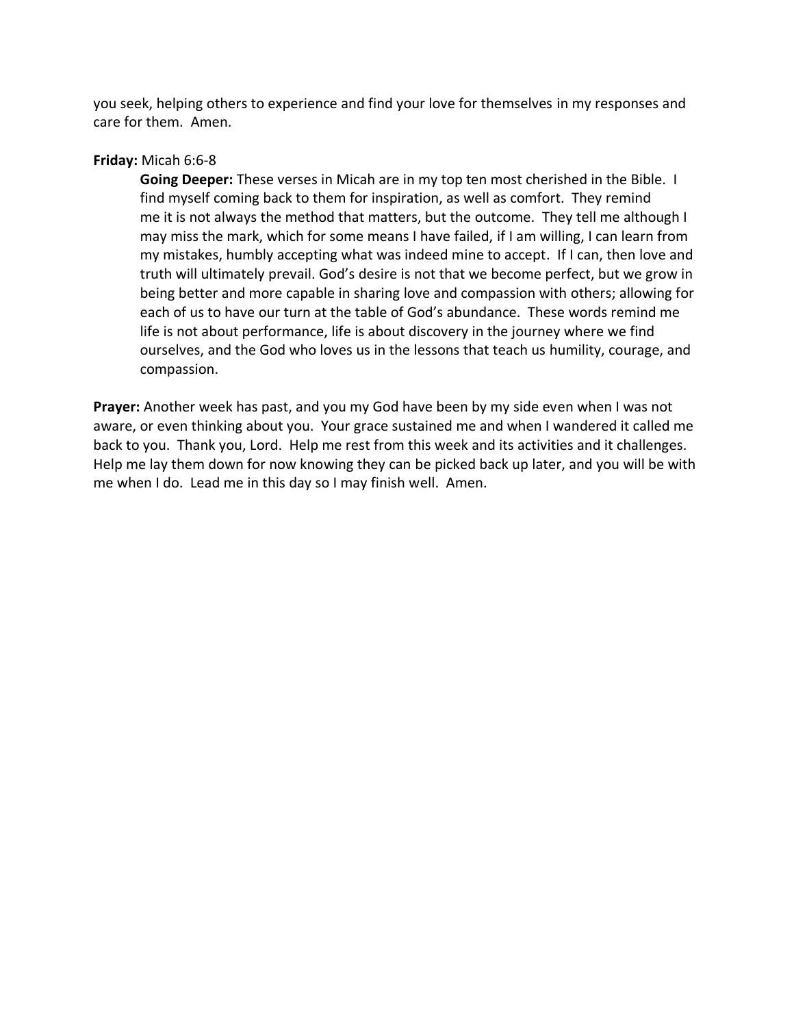you seek, helping others to experience and find your love for themselves in my responses and care for them. Amen.

**Friday:** Micah 6:6-8

> **Going Deeper:** These verses in Micah are in my top ten most cherished in the Bible. I find myself coming back to them for inspiration, as well as comfort. They remind me it is not always the method that matters, but the outcome. They tell me although I may miss the mark, which for some means I have failed, if I am willing, I can learn from my mistakes, humbly accepting what was indeed mine to accept. If I can, then love and truth will ultimately prevail. God's desire is not that we become perfect, but we grow in being better and more capable in sharing love and compassion with others; allowing for each of us to have our turn at the table of God's abundance. These words remind me life is not about performance, life is about discovery in the journey where we find ourselves, and the God who loves us in the lessons that teach us humility, courage, and compassion.

**Prayer:** Another week has past, and you my God have been by my side even when I was not aware, or even thinking about you. Your grace sustained me and when I wandered it called me back to you. Thank you, Lord. Help me rest from this week and its activities and it challenges. Help me lay them down for now knowing they can be picked back up later, and you will be with me when I do. Lead me in this day so I may finish well. Amen.